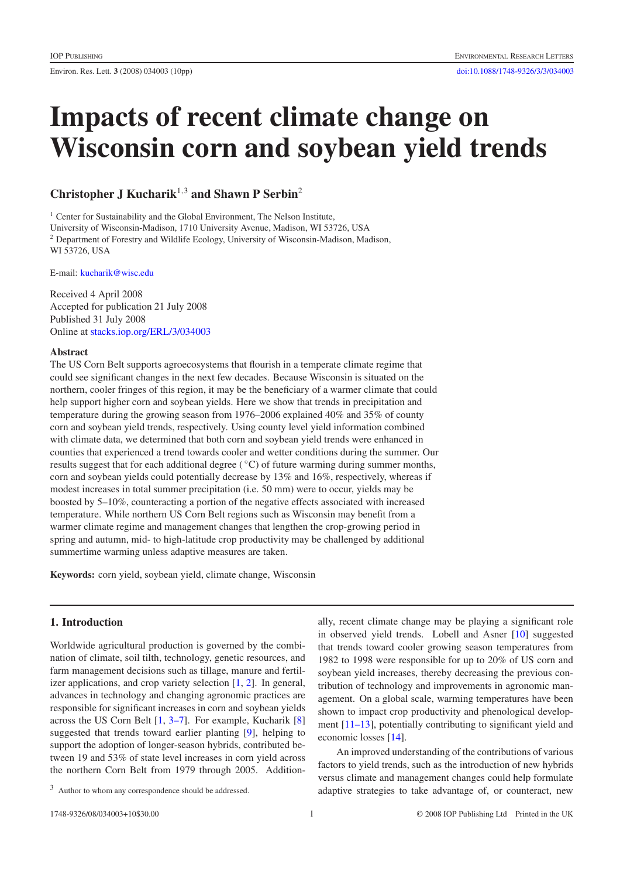# Impacts of recent climate change on Wisconsin corn and soybean yield trends

**Christopher J Kucharik**[1,3] **and Shawn P Serbin**[2]

[1] Center for Sustainability and the Global Environment, The Nelson Institute, University of Wisconsin-Madison, 1710 University Avenue, Madison, WI 53726, USA

[2] Department of Forestry and Wildlife Ecology, University of Wisconsin-Madison, Madison, WI 53726, USA

E-mail: kucharik@wisc.edu

Received 4 April 2008
Accepted for publication 21 July 2008
Published 31 July 2008
Online at stacks.iop.org/ERL/3/034003

**Abstract**

The US Corn Belt supports agroecosystems that flourish in a temperate climate regime that could see significant changes in the next few decades. Because Wisconsin is situated on the northern, cooler fringes of this region, it may be the beneficiary of a warmer climate that could help support higher corn and soybean yields. Here we show that trends in precipitation and temperature during the growing season from 1976–2006 explained 40% and 35% of county corn and soybean yield trends, respectively. Using county level yield information combined with climate data, we determined that both corn and soybean yield trends were enhanced in counties that experienced a trend towards cooler and wetter conditions during the summer. Our results suggest that for each additional degree ($^\circ$C) of future warming during summer months, corn and soybean yields could potentially decrease by 13% and 16%, respectively, whereas if modest increases in total summer precipitation (i.e. 50 mm) were to occur, yields may be boosted by 5–10%, counteracting a portion of the negative effects associated with increased temperature. While northern US Corn Belt regions such as Wisconsin may benefit from a warmer climate regime and management changes that lengthen the crop-growing period in spring and autumn, mid- to high-latitude crop productivity may be challenged by additional summertime warming unless adaptive measures are taken.

**Keywords:** corn yield, soybean yield, climate change, Wisconsin

## 1. Introduction

Worldwide agricultural production is governed by the combination of climate, soil tilth, technology, genetic resources, and farm management decisions such as tillage, manure and fertilizer applications, and crop variety selection [1, 2]. In general, advances in technology and changing agronomic practices are responsible for significant increases in corn and soybean yields across the US Corn Belt [1, 3–7]. For example, Kucharik [8] suggested that trends toward earlier planting [9], helping to support the adoption of longer-season hybrids, contributed between 19 and 53% of state level increases in corn yield across the northern Corn Belt from 1979 through 2005. Additionally, recent climate change may be playing a significant role in observed yield trends. Lobell and Asner [10] suggested that trends toward cooler growing season temperatures from 1982 to 1998 were responsible for up to 20% of US corn and soybean yield increases, thereby decreasing the previous contribution of technology and improvements in agronomic management. On a global scale, warming temperatures have been shown to impact crop productivity and phenological development [11–13], potentially contributing to significant yield and economic losses [14].

An improved understanding of the contributions of various factors to yield trends, such as the introduction of new hybrids versus climate and management changes could help formulate adaptive strategies to take advantage of, or counteract, new

[3] Author to whom any correspondence should be addressed.

1748-9326/08/034003+10$30.00 © 2008 IOP Publishing Ltd Printed in the UK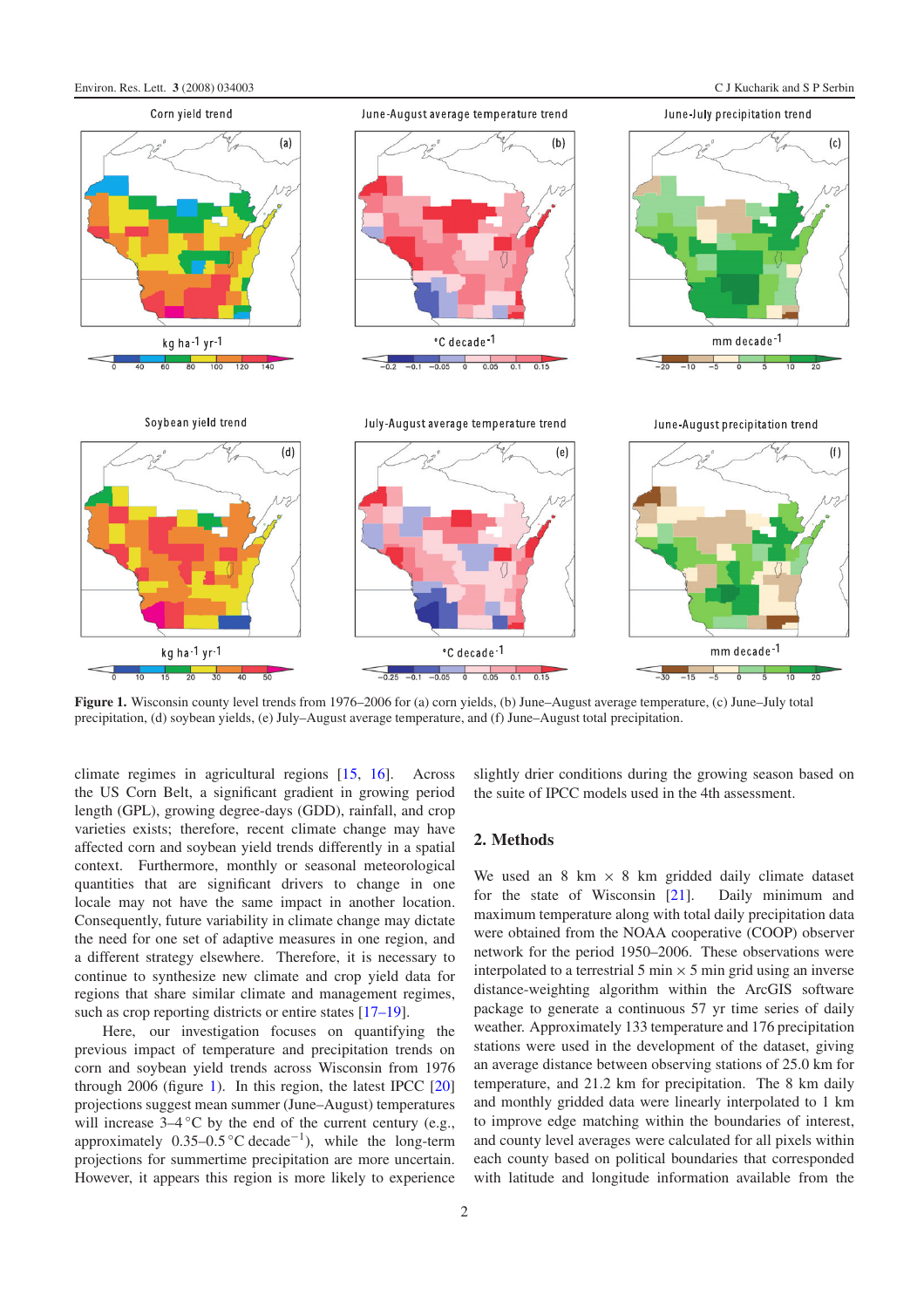**Figure 1.** Wisconsin county level trends from 1976–2006 for (a) corn yields, (b) June–August average temperature, (c) June–July total precipitation, (d) soybean yields, (e) July–August average temperature, and (f) June–August total precipitation.

climate regimes in agricultural regions [15, 16]. Across the US Corn Belt, a significant gradient in growing period length (GPL), growing degree-days (GDD), rainfall, and crop varieties exists; therefore, recent climate change may have affected corn and soybean yield trends differently in a spatial context. Furthermore, monthly or seasonal meteorological quantities that are significant drivers to change in one locale may not have the same impact in another location. Consequently, future variability in climate change may dictate the need for one set of adaptive measures in one region, and a different strategy elsewhere. Therefore, it is necessary to continue to synthesize new climate and crop yield data for regions that share similar climate and management regimes, such as crop reporting districts or entire states [17–19].

Here, our investigation focuses on quantifying the previous impact of temperature and precipitation trends on corn and soybean yield trends across Wisconsin from 1976 through 2006 (figure 1). In this region, the latest IPCC [20] projections suggest mean summer (June–August) temperatures will increase 3–4 °C by the end of the current century (e.g., approximately 0.35–0.5 °C decade$^{-1}$), while the long-term projections for summertime precipitation are more uncertain. However, it appears this region is more likely to experience slightly drier conditions during the growing season based on the suite of IPCC models used in the 4th assessment.

## 2. Methods

We used an 8 km × 8 km gridded daily climate dataset for the state of Wisconsin [21]. Daily minimum and maximum temperature along with total daily precipitation data were obtained from the NOAA cooperative (COOP) observer network for the period 1950–2006. These observations were interpolated to a terrestrial 5 min × 5 min grid using an inverse distance-weighting algorithm within the ArcGIS software package to generate a continuous 57 yr time series of daily weather. Approximately 133 temperature and 176 precipitation stations were used in the development of the dataset, giving an average distance between observing stations of 25.0 km for temperature, and 21.2 km for precipitation. The 8 km daily and monthly gridded data were linearly interpolated to 1 km to improve edge matching within the boundaries of interest, and county level averages were calculated for all pixels within each county based on political boundaries that corresponded with latitude and longitude information available from the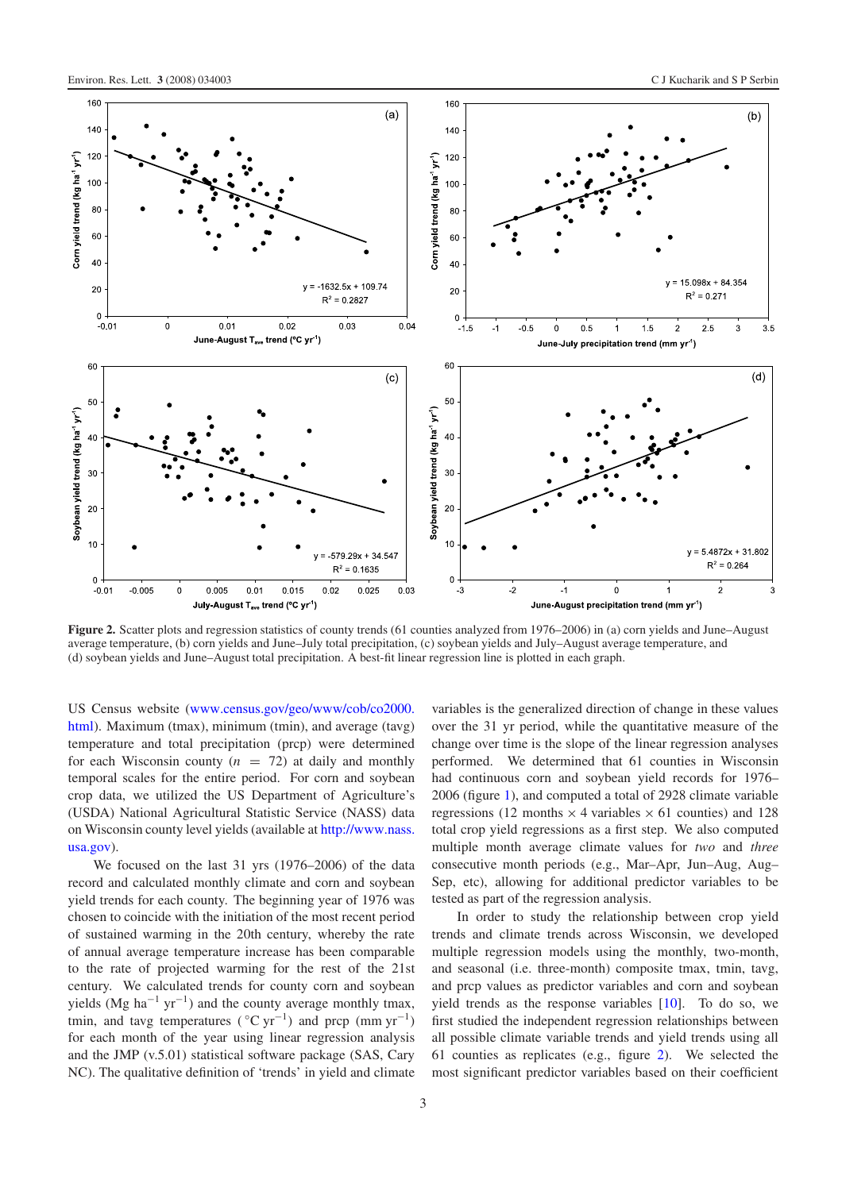**Figure 2.** Scatter plots and regression statistics of county trends (61 counties analyzed from 1976–2006) in (a) corn yields and June–August average temperature, (b) corn yields and June–July total precipitation, (c) soybean yields and July–August average temperature, and (d) soybean yields and June–August total precipitation. A best-fit linear regression line is plotted in each graph.

US Census website (www.census.gov/geo/www/cob/co2000.html). Maximum (tmax), minimum (tmin), and average (tavg) temperature and total precipitation (prcp) were determined for each Wisconsin county ($n = 72$) at daily and monthly temporal scales for the entire period. For corn and soybean crop data, we utilized the US Department of Agriculture's (USDA) National Agricultural Statistic Service (NASS) data on Wisconsin county level yields (available at http://www.nass.usa.gov).

We focused on the last 31 yrs (1976–2006) of the data record and calculated monthly climate and corn and soybean yield trends for each county. The beginning year of 1976 was chosen to coincide with the initiation of the most recent period of sustained warming in the 20th century, whereby the rate of annual average temperature increase has been comparable to the rate of projected warming for the rest of the 21st century. We calculated trends for county corn and soybean yields (Mg $ha^{-1}$ $yr^{-1}$) and the county average monthly tmax, tmin, and tavg temperatures ($^{\circ}C$ $yr^{-1}$) and prcp (mm $yr^{-1}$) for each month of the year using linear regression analysis and the JMP (v.5.01) statistical software package (SAS, Cary NC). The qualitative definition of 'trends' in yield and climate variables is the generalized direction of change in these values over the 31 yr period, while the quantitative measure of the change over time is the slope of the linear regression analyses performed. We determined that 61 counties in Wisconsin had continuous corn and soybean yield records for 1976–2006 (figure 1), and computed a total of 2928 climate variable regressions (12 months × 4 variables × 61 counties) and 128 total crop yield regressions as a first step. We also computed multiple month average climate values for *two* and *three* consecutive month periods (e.g., Mar–Apr, Jun–Aug, Aug–Sep, etc), allowing for additional predictor variables to be tested as part of the regression analysis.

In order to study the relationship between crop yield trends and climate trends across Wisconsin, we developed multiple regression models using the monthly, two-month, and seasonal (i.e. three-month) composite tmax, tmin, tavg, and prcp values as predictor variables and corn and soybean yield trends as the response variables [10]. To do so, we first studied the independent regression relationships between all possible climate variable trends and yield trends using all 61 counties as replicates (e.g., figure 2). We selected the most significant predictor variables based on their coefficient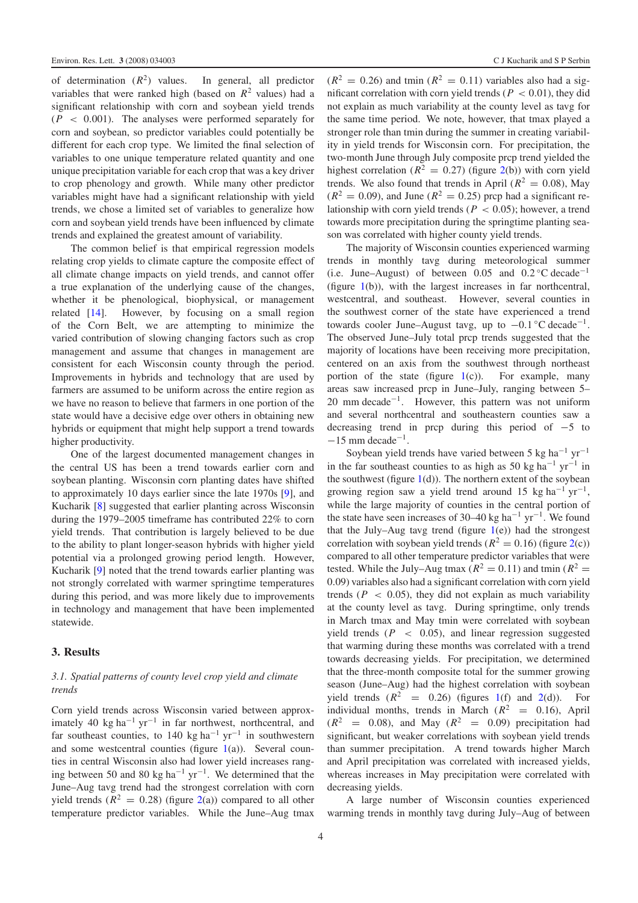of determination ($R^2$) values. In general, all predictor variables that were ranked high (based on $R^2$ values) had a significant relationship with corn and soybean yield trends ($P < 0.001$). The analyses were performed separately for corn and soybean, so predictor variables could potentially be different for each crop type. We limited the final selection of variables to one unique temperature related quantity and one unique precipitation variable for each crop that was a key driver to crop phenology and growth. While many other predictor variables might have had a significant relationship with yield trends, we chose a limited set of variables to generalize how corn and soybean yield trends have been influenced by climate trends and explained the greatest amount of variability.

The common belief is that empirical regression models relating crop yields to climate capture the composite effect of all climate change impacts on yield trends, and cannot offer a true explanation of the underlying cause of the changes, whether it be phenological, biophysical, or management related [14]. However, by focusing on a small region of the Corn Belt, we are attempting to minimize the varied contribution of slowing changing factors such as crop management and assume that changes in management are consistent for each Wisconsin county through the period. Improvements in hybrids and technology that are used by farmers are assumed to be uniform across the entire region as we have no reason to believe that farmers in one portion of the state would have a decisive edge over others in obtaining new hybrids or equipment that might help support a trend towards higher productivity.

One of the largest documented management changes in the central US has been a trend towards earlier corn and soybean planting. Wisconsin corn planting dates have shifted to approximately 10 days earlier since the late 1970s [9], and Kucharik [8] suggested that earlier planting across Wisconsin during the 1979–2005 timeframe has contributed 22% to corn yield trends. That contribution is largely believed to be due to the ability to plant longer-season hybrids with higher yield potential via a prolonged growing period length. However, Kucharik [9] noted that the trend towards earlier planting was not strongly correlated with warmer springtime temperatures during this period, and was more likely due to improvements in technology and management that have been implemented statewide.

## 3. Results

### *3.1. Spatial patterns of county level crop yield and climate trends*

Corn yield trends across Wisconsin varied between approximately 40 kg ha$^{-1}$ yr$^{-1}$ in far northwest, northcentral, and far southeast counties, to 140 kg ha$^{-1}$ yr$^{-1}$ in southwestern and some westcentral counties (figure 1(a)). Several counties in central Wisconsin also had lower yield increases ranging between 50 and 80 kg ha$^{-1}$ yr$^{-1}$. We determined that the June–Aug tavg trend had the strongest correlation with corn yield trends ($R^2 = 0.28$) (figure 2(a)) compared to all other temperature predictor variables. While the June–Aug tmax ($R^2 = 0.26$) and tmin ($R^2 = 0.11$) variables also had a significant correlation with corn yield trends ($P < 0.01$), they did not explain as much variability at the county level as tavg for the same time period. We note, however, that tmax played a stronger role than tmin during the summer in creating variability in yield trends for Wisconsin corn. For precipitation, the two-month June through July composite prcp trend yielded the highest correlation ($R^2 = 0.27$) (figure 2(b)) with corn yield trends. We also found that trends in April ($R^2 = 0.08$), May ($R^2 = 0.09$), and June ($R^2 = 0.25$) prcp had a significant relationship with corn yield trends ($P < 0.05$); however, a trend towards more precipitation during the springtime planting season was correlated with higher county yield trends.

The majority of Wisconsin counties experienced warming trends in monthly tavg during meteorological summer (i.e. June–August) of between 0.05 and 0.2 °C decade$^{-1}$ (figure 1(b)), with the largest increases in far northcentral, westcentral, and southeast. However, several counties in the southwest corner of the state have experienced a trend towards cooler June–August tavg, up to −0.1 °C decade$^{-1}$. The observed June–July total prcp trends suggested that the majority of locations have been receiving more precipitation, centered on an axis from the southwest through northeast portion of the state (figure 1(c)). For example, many areas saw increased prcp in June–July, ranging between 5–20 mm decade$^{-1}$. However, this pattern was not uniform and several northcentral and southeastern counties saw a decreasing trend in prcp during this period of −5 to −15 mm decade$^{-1}$.

Soybean yield trends have varied between 5 kg ha$^{-1}$ yr$^{-1}$ in the far southeast counties to as high as 50 kg ha$^{-1}$ yr$^{-1}$ in the southwest (figure 1(d)). The northern extent of the soybean growing region saw a yield trend around 15 kg ha$^{-1}$ yr$^{-1}$, while the large majority of counties in the central portion of the state have seen increases of 30–40 kg ha$^{-1}$ yr$^{-1}$. We found that the July–Aug tavg trend (figure 1(e)) had the strongest correlation with soybean yield trends ($R^2 = 0.16$) (figure 2(c)) compared to all other temperature predictor variables that were tested. While the July–Aug tmax ($R^2 = 0.11$) and tmin ($R^2 = 0.09$) variables also had a significant correlation with corn yield trends ($P < 0.05$), they did not explain as much variability at the county level as tavg. During springtime, only trends in March tmax and May tmin were correlated with soybean yield trends ($P < 0.05$), and linear regression suggested that warming during these months was correlated with a trend towards decreasing yields. For precipitation, we determined that the three-month composite total for the summer growing season (June–Aug) had the highest correlation with soybean yield trends ($R^2 = 0.26$) (figures 1(f) and 2(d)). For individual months, trends in March ($R^2 = 0.16$), April ($R^2 = 0.08$), and May ($R^2 = 0.09$) precipitation had significant, but weaker correlations with soybean yield trends than summer precipitation. A trend towards higher March and April precipitation was correlated with increased yields, whereas increases in May precipitation were correlated with decreasing yields.

A large number of Wisconsin counties experienced warming trends in monthly tavg during July–Aug of between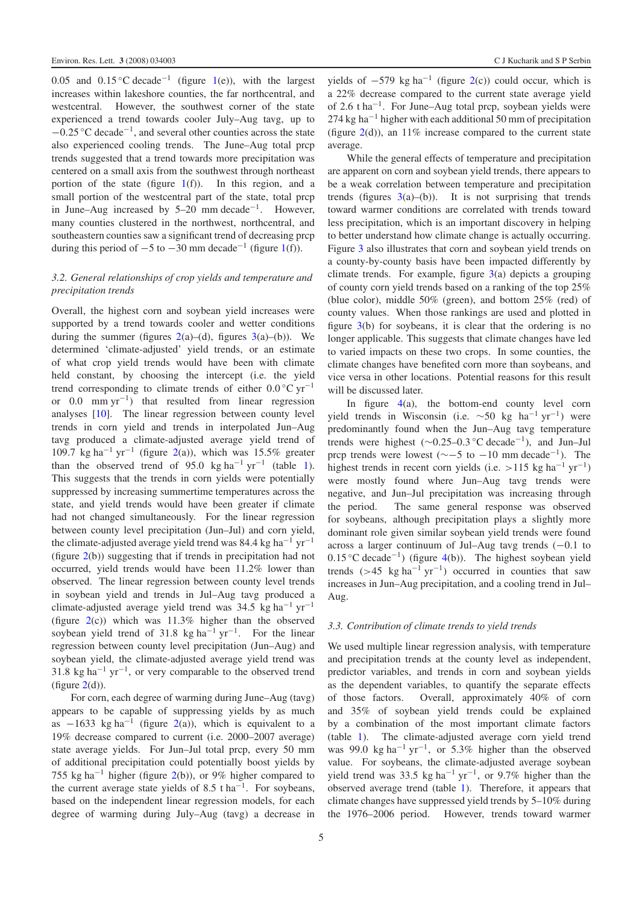0.05 and 0.15 °C decade$^{-1}$ (figure 1(e)), with the largest increases within lakeshore counties, the far northcentral, and westcentral. However, the southwest corner of the state experienced a trend towards cooler July–Aug tavg, up to −0.25 °C decade$^{-1}$, and several other counties across the state also experienced cooling trends. The June–Aug total prcp trends suggested that a trend towards more precipitation was centered on a small axis from the southwest through northeast portion of the state (figure 1(f)). In this region, and a small portion of the westcentral part of the state, total prcp in June–Aug increased by 5–20 mm decade$^{-1}$. However, many counties clustered in the northwest, northcentral, and southeastern counties saw a significant trend of decreasing prcp during this period of −5 to −30 mm decade$^{-1}$ (figure 1(f)).

### 3.2. General relationships of crop yields and temperature and precipitation trends

Overall, the highest corn and soybean yield increases were supported by a trend towards cooler and wetter conditions during the summer (figures 2(a)–(d), figures 3(a)–(b)). We determined 'climate-adjusted' yield trends, or an estimate of what crop yield trends would have been with climate held constant, by choosing the intercept (i.e. the yield trend corresponding to climate trends of either 0.0 °C yr$^{-1}$ or 0.0 mm yr$^{-1}$) that resulted from linear regression analyses [10]. The linear regression between county level trends in corn yield and trends in interpolated Jun–Aug tavg produced a climate-adjusted average yield trend of 109.7 kg ha$^{-1}$ yr$^{-1}$ (figure 2(a)), which was 15.5% greater than the observed trend of 95.0 kg ha$^{-1}$ yr$^{-1}$ (table 1). This suggests that the trends in corn yields were potentially suppressed by increasing summertime temperatures across the state, and yield trends would have been greater if climate had not changed simultaneously. For the linear regression between county level precipitation (Jun–Jul) and corn yield, the climate-adjusted average yield trend was 84.4 kg ha$^{-1}$ yr$^{-1}$ (figure 2(b)) suggesting that if trends in precipitation had not occurred, yield trends would have been 11.2% lower than observed. The linear regression between county level trends in soybean yield and trends in Jul–Aug tavg produced a climate-adjusted average yield trend was 34.5 kg ha$^{-1}$ yr$^{-1}$ (figure 2(c)) which was 11.3% higher than the observed soybean yield trend of 31.8 kg ha$^{-1}$ yr$^{-1}$. For the linear regression between county level precipitation (Jun–Aug) and soybean yield, the climate-adjusted average yield trend was 31.8 kg ha$^{-1}$ yr$^{-1}$, or very comparable to the observed trend (figure 2(d)).

For corn, each degree of warming during June–Aug (tavg) appears to be capable of suppressing yields by as much as −1633 kg ha$^{-1}$ (figure 2(a)), which is equivalent to a 19% decrease compared to current (i.e. 2000–2007 average) state average yields. For Jun–Jul total prcp, every 50 mm of additional precipitation could potentially boost yields by 755 kg ha$^{-1}$ higher (figure 2(b)), or 9% higher compared to the current average state yields of 8.5 t ha$^{-1}$. For soybeans, based on the independent linear regression models, for each degree of warming during July–Aug (tavg) a decrease in yields of −579 kg ha$^{-1}$ (figure 2(c)) could occur, which is a 22% decrease compared to the current state average yield of 2.6 t ha$^{-1}$. For June–Aug total prcp, soybean yields were 274 kg ha$^{-1}$ higher with each additional 50 mm of precipitation (figure 2(d)), an 11% increase compared to the current state average.

While the general effects of temperature and precipitation are apparent on corn and soybean yield trends, there appears to be a weak correlation between temperature and precipitation trends (figures 3(a)–(b)). It is not surprising that trends toward warmer conditions are correlated with trends toward less precipitation, which is an important discovery in helping to better understand how climate change is actually occurring. Figure 3 also illustrates that corn and soybean yield trends on a county-by-county basis have been impacted differently by climate trends. For example, figure 3(a) depicts a grouping of county corn yield trends based on a ranking of the top 25% (blue color), middle 50% (green), and bottom 25% (red) of county values. When those rankings are used and plotted in figure 3(b) for soybeans, it is clear that the ordering is no longer applicable. This suggests that climate changes have led to varied impacts on these two crops. In some counties, the climate changes have benefited corn more than soybeans, and vice versa in other locations. Potential reasons for this result will be discussed later.

In figure 4(a), the bottom-end county level corn yield trends in Wisconsin (i.e. ∼50 kg ha$^{-1}$ yr$^{-1}$) were predominantly found when the Jun–Aug tavg temperature trends were highest (∼0.25–0.3 °C decade$^{-1}$), and Jun–Jul prcp trends were lowest (∼−5 to −10 mm decade$^{-1}$). The highest trends in recent corn yields (i.e. >115 kg ha$^{-1}$ yr$^{-1}$) were mostly found where Jun–Aug tavg trends were negative, and Jun–Jul precipitation was increasing through the period. The same general response was observed for soybeans, although precipitation plays a slightly more dominant role given similar soybean yield trends were found across a larger continuum of Jul–Aug tavg trends (−0.1 to 0.15 °C decade$^{-1}$) (figure 4(b)). The highest soybean yield trends (>45 kg ha$^{-1}$ yr$^{-1}$) occurred in counties that saw increases in Jun–Aug precipitation, and a cooling trend in Jul–Aug.

### 3.3. Contribution of climate trends to yield trends

We used multiple linear regression analysis, with temperature and precipitation trends at the county level as independent, predictor variables, and trends in corn and soybean yields as the dependent variables, to quantify the separate effects of those factors. Overall, approximately 40% of corn and 35% of soybean yield trends could be explained by a combination of the most important climate factors (table 1). The climate-adjusted average corn yield trend was 99.0 kg ha$^{-1}$ yr$^{-1}$, or 5.3% higher than the observed value. For soybeans, the climate-adjusted average soybean yield trend was 33.5 kg ha$^{-1}$ yr$^{-1}$, or 9.7% higher than the observed average trend (table 1). Therefore, it appears that climate changes have suppressed yield trends by 5–10% during the 1976–2006 period. However, trends toward warmer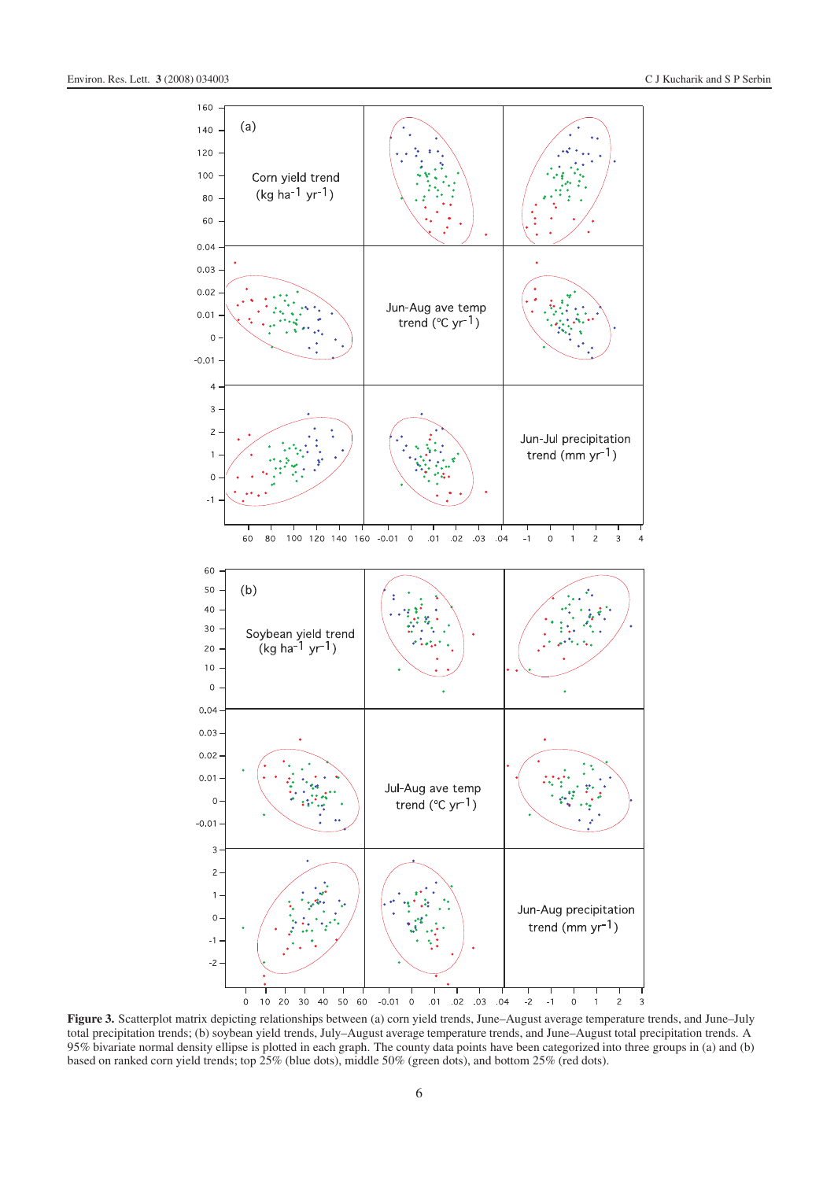**Figure 3.** Scatterplot matrix depicting relationships between (a) corn yield trends, June–August average temperature trends, and June–July total precipitation trends; (b) soybean yield trends, July–August average temperature trends, and June–August total precipitation trends. A 95% bivariate normal density ellipse is plotted in each graph. The county data points have been categorized into three groups in (a) and (b) based on ranked corn yield trends; top 25% (blue dots), middle 50% (green dots), and bottom 25% (red dots).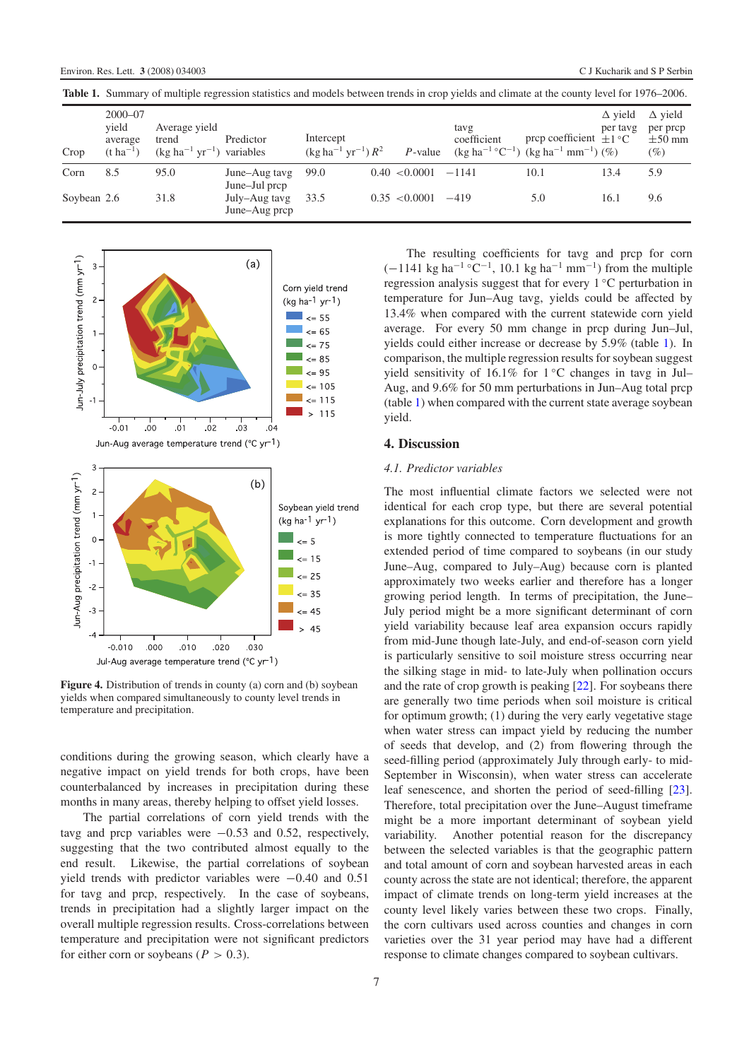**Table 1.** Summary of multiple regression statistics and models between trends in crop yields and climate at the county level for 1976–2006.

| Crop | 2000–07 yield average (t ha$^{-1}$) | Average yield trend (kg ha$^{-1}$ yr$^{-1}$) | Predictor variables | Intercept (kg ha$^{-1}$ yr$^{-1}$) | $R^2$ | $P$-value | tavg coefficient (kg ha$^{-1}$ °C$^{-1}$) | prcp coefficient (kg ha$^{-1}$ mm$^{-1}$) | Δ yield per tavg ±1 °C (%) | Δ yield per prcp ±50 mm (%) |
|---|---|---|---|---|---|---|---|---|---|---|
| Corn | 8.5 | 95.0 | June–Aug tavg June–Jul prcp | 99.0 | 0.40 | <0.0001 | −1141 | 10.1 | 13.4 | 5.9 |
| Soybean | 2.6 | 31.8 | July–Aug tavg June–Aug prcp | 33.5 | 0.35 | <0.0001 | −419 | 5.0 | 16.1 | 9.6 |

**Figure 4.** Distribution of trends in county (a) corn and (b) soybean yields when compared simultaneously to county level trends in temperature and precipitation.

conditions during the growing season, which clearly have a negative impact on yield trends for both crops, have been counterbalanced by increases in precipitation during these months in many areas, thereby helping to offset yield losses.

The partial correlations of corn yield trends with the tavg and prcp variables were −0.53 and 0.52, respectively, suggesting that the two contributed almost equally to the end result. Likewise, the partial correlations of soybean yield trends with predictor variables were −0.40 and 0.51 for tavg and prcp, respectively. In the case of soybeans, trends in precipitation had a slightly larger impact on the overall multiple regression results. Cross-correlations between temperature and precipitation were not significant predictors for either corn or soybeans ($P > 0.3$).

The resulting coefficients for tavg and prcp for corn (−1141 kg ha$^{-1}$ °C$^{-1}$, 10.1 kg ha$^{-1}$ mm$^{-1}$) from the multiple regression analysis suggest that for every 1 °C perturbation in temperature for Jun–Aug tavg, yields could be affected by 13.4% when compared with the current statewide corn yield average. For every 50 mm change in prcp during Jun–Jul, yields could either increase or decrease by 5.9% (table 1). In comparison, the multiple regression results for soybean suggest yield sensitivity of 16.1% for 1 °C changes in tavg in Jul–Aug, and 9.6% for 50 mm perturbations in Jun–Aug total prcp (table 1) when compared with the current state average soybean yield.

## 4. Discussion

### *4.1. Predictor variables*

The most influential climate factors we selected were not identical for each crop type, but there are several potential explanations for this outcome. Corn development and growth is more tightly connected to temperature fluctuations for an extended period of time compared to soybeans (in our study June–Aug, compared to July–Aug) because corn is planted approximately two weeks earlier and therefore has a longer growing period length. In terms of precipitation, the June–July period might be a more significant determinant of corn yield variability because leaf area expansion occurs rapidly from mid-June though late-July, and end-of-season corn yield is particularly sensitive to soil moisture stress occurring near the silking stage in mid- to late-July when pollination occurs and the rate of crop growth is peaking [22]. For soybeans there are generally two time periods when soil moisture is critical for optimum growth; (1) during the very early vegetative stage when water stress can impact yield by reducing the number of seeds that develop, and (2) from flowering through the seed-filling period (approximately July through early- to mid-September in Wisconsin), when water stress can accelerate leaf senescence, and shorten the period of seed-filling [23]. Therefore, total precipitation over the June–August timeframe might be a more important determinant of soybean yield variability. Another potential reason for the discrepancy between the selected variables is that the geographic pattern and total amount of corn and soybean harvested areas in each county across the state are not identical; therefore, the apparent impact of climate trends on long-term yield increases at the county level likely varies between these two crops. Finally, the corn cultivars used across counties and changes in corn varieties over the 31 year period may have had a different response to climate changes compared to soybean cultivars.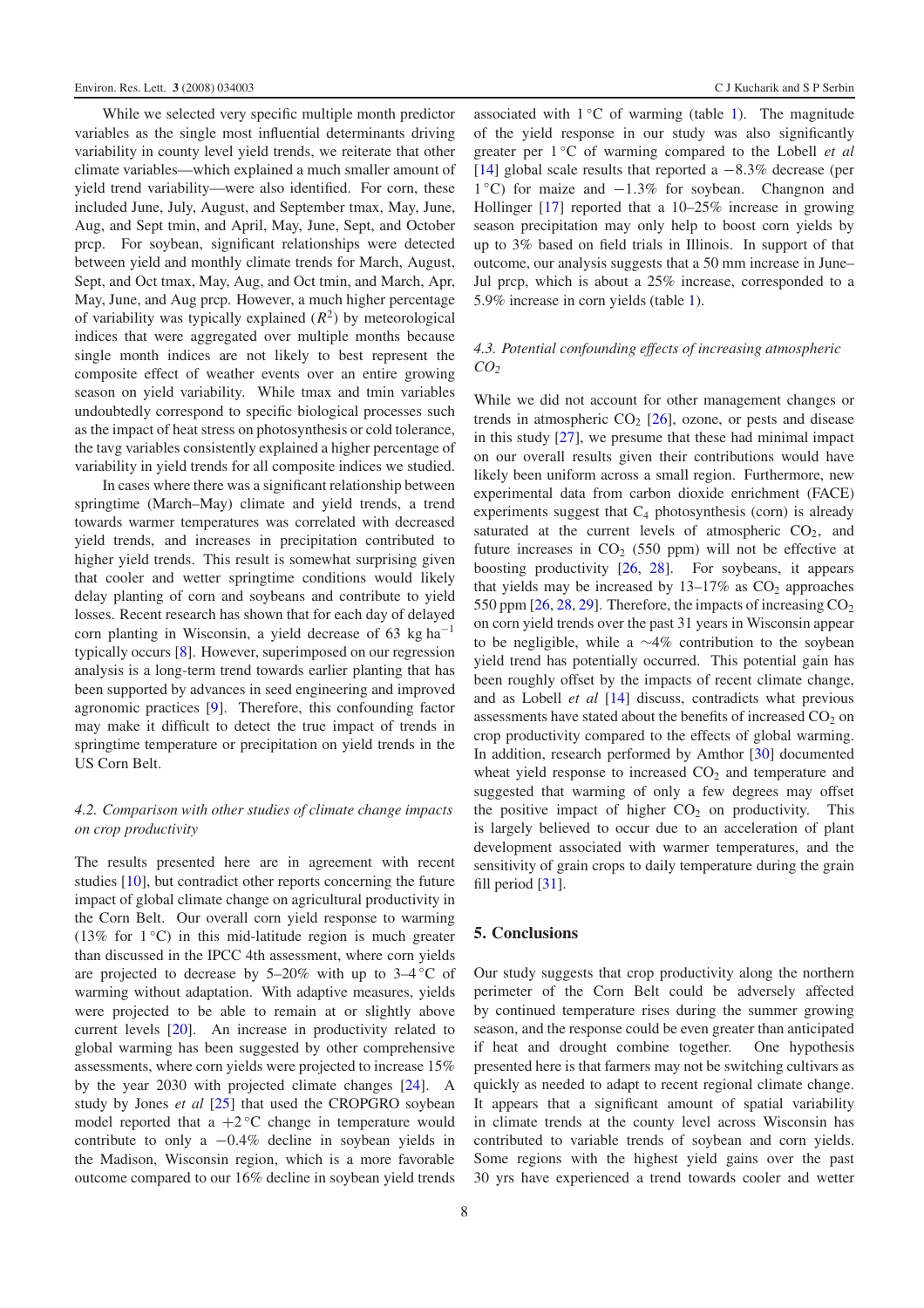While we selected very specific multiple month predictor variables as the single most influential determinants driving variability in county level yield trends, we reiterate that other climate variables—which explained a much smaller amount of yield trend variability—were also identified. For corn, these included June, July, August, and September tmax, May, June, Aug, and Sept tmin, and April, May, June, Sept, and October prcp. For soybean, significant relationships were detected between yield and monthly climate trends for March, August, Sept, and Oct tmax, May, Aug, and Oct tmin, and March, Apr, May, June, and Aug prcp. However, a much higher percentage of variability was typically explained ($R^2$) by meteorological indices that were aggregated over multiple months because single month indices are not likely to best represent the composite effect of weather events over an entire growing season on yield variability. While tmax and tmin variables undoubtedly correspond to specific biological processes such as the impact of heat stress on photosynthesis or cold tolerance, the tavg variables consistently explained a higher percentage of variability in yield trends for all composite indices we studied.

In cases where there was a significant relationship between springtime (March–May) climate and yield trends, a trend towards warmer temperatures was correlated with decreased yield trends, and increases in precipitation contributed to higher yield trends. This result is somewhat surprising given that cooler and wetter springtime conditions would likely delay planting of corn and soybeans and contribute to yield losses. Recent research has shown that for each day of delayed corn planting in Wisconsin, a yield decrease of 63 kg ha$^{-1}$ typically occurs [8]. However, superimposed on our regression analysis is a long-term trend towards earlier planting that has been supported by advances in seed engineering and improved agronomic practices [9]. Therefore, this confounding factor may make it difficult to detect the true impact of trends in springtime temperature or precipitation on yield trends in the US Corn Belt.

### *4.2. Comparison with other studies of climate change impacts on crop productivity*

The results presented here are in agreement with recent studies [10], but contradict other reports concerning the future impact of global climate change on agricultural productivity in the Corn Belt. Our overall corn yield response to warming (13% for 1 °C) in this mid-latitude region is much greater than discussed in the IPCC 4th assessment, where corn yields are projected to decrease by 5–20% with up to 3–4 °C of warming without adaptation. With adaptive measures, yields were projected to be able to remain at or slightly above current levels [20]. An increase in productivity related to global warming has been suggested by other comprehensive assessments, where corn yields were projected to increase 15% by the year 2030 with projected climate changes [24]. A study by Jones *et al* [25] that used the CROPGRO soybean model reported that a +2 °C change in temperature would contribute to only a −0.4% decline in soybean yields in the Madison, Wisconsin region, which is a more favorable outcome compared to our 16% decline in soybean yield trends associated with 1 °C of warming (table 1). The magnitude of the yield response in our study was also significantly greater per 1 °C of warming compared to the Lobell *et al* [14] global scale results that reported a −8.3% decrease (per 1 °C) for maize and −1.3% for soybean. Changnon and Hollinger [17] reported that a 10–25% increase in growing season precipitation may only help to boost corn yields by up to 3% based on field trials in Illinois. In support of that outcome, our analysis suggests that a 50 mm increase in June–Jul prcp, which is about a 25% increase, corresponded to a 5.9% increase in corn yields (table 1).

### *4.3. Potential confounding effects of increasing atmospheric $CO_2$*

While we did not account for other management changes or trends in atmospheric $CO_2$ [26], ozone, or pests and disease in this study [27], we presume that these had minimal impact on our overall results given their contributions would have likely been uniform across a small region. Furthermore, new experimental data from carbon dioxide enrichment (FACE) experiments suggest that $C_4$ photosynthesis (corn) is already saturated at the current levels of atmospheric $CO_2$, and future increases in $CO_2$ (550 ppm) will not be effective at boosting productivity [26, 28]. For soybeans, it appears that yields may be increased by 13–17% as $CO_2$ approaches 550 ppm [26, 28, 29]. Therefore, the impacts of increasing $CO_2$ on corn yield trends over the past 31 years in Wisconsin appear to be negligible, while a ∼4% contribution to the soybean yield trend has potentially occurred. This potential gain has been roughly offset by the impacts of recent climate change, and as Lobell *et al* [14] discuss, contradicts what previous assessments have stated about the benefits of increased $CO_2$ on crop productivity compared to the effects of global warming. In addition, research performed by Amthor [30] documented wheat yield response to increased $CO_2$ and temperature and suggested that warming of only a few degrees may offset the positive impact of higher $CO_2$ on productivity. This is largely believed to occur due to an acceleration of plant development associated with warmer temperatures, and the sensitivity of grain crops to daily temperature during the grain fill period [31].

## 5. Conclusions

Our study suggests that crop productivity along the northern perimeter of the Corn Belt could be adversely affected by continued temperature rises during the summer growing season, and the response could be even greater than anticipated if heat and drought combine together. One hypothesis presented here is that farmers may not be switching cultivars as quickly as needed to adapt to recent regional climate change. It appears that a significant amount of spatial variability in climate trends at the county level across Wisconsin has contributed to variable trends of soybean and corn yields. Some regions with the highest yield gains over the past 30 yrs have experienced a trend towards cooler and wetter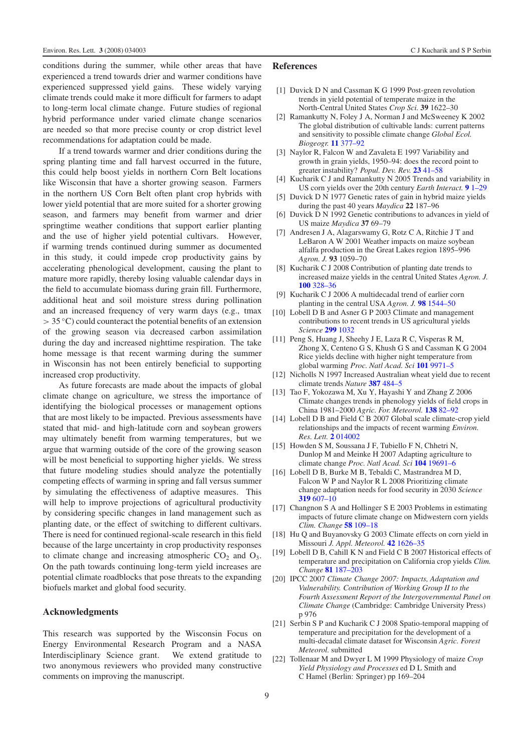conditions during the summer, while other areas that have experienced a trend towards drier and warmer conditions have experienced suppressed yield gains. These widely varying climate trends could make it more difficult for farmers to adapt to long-term local climate change. Future studies of regional hybrid performance under varied climate change scenarios are needed so that more precise county or crop district level recommendations for adaptation could be made.

If a trend towards warmer and drier conditions during the spring planting time and fall harvest occurred in the future, this could help boost yields in northern Corn Belt locations like Wisconsin that have a shorter growing season. Farmers in the northern US Corn Belt often plant crop hybrids with lower yield potential that are more suited for a shorter growing season, and farmers may benefit from warmer and drier springtime weather conditions that support earlier planting and the use of higher yield potential cultivars. However, if warming trends continued during summer as documented in this study, it could impede crop productivity gains by accelerating phenological development, causing the plant to mature more rapidly, thereby losing valuable calendar days in the field to accumulate biomass during grain fill. Furthermore, additional heat and soil moisture stress during pollination and an increased frequency of very warm days (e.g., tmax $> 35\,^{\circ}$C) could counteract the potential benefits of an extension of the growing season via decreased carbon assimilation during the day and increased nighttime respiration. The take home message is that recent warming during the summer in Wisconsin has not been entirely beneficial to supporting increased crop productivity.

As future forecasts are made about the impacts of global climate change on agriculture, we stress the importance of identifying the biological processes or management options that are most likely to be impacted. Previous assessments have stated that mid- and high-latitude corn and soybean growers may ultimately benefit from warming temperatures, but we argue that warming outside of the core of the growing season will be most beneficial to supporting higher yields. We stress that future modeling studies should analyze the potentially competing effects of warming in spring and fall versus summer by simulating the effectiveness of adaptive measures. This will help to improve projections of agricultural productivity by considering specific changes in land management such as planting date, or the effect of switching to different cultivars. There is need for continued regional-scale research in this field because of the large uncertainty in crop productivity responses to climate change and increasing atmospheric $CO_2$ and $O_3$. On the path towards continuing long-term yield increases are potential climate roadblocks that pose threats to the expanding biofuels market and global food security.

## Acknowledgments

This research was supported by the Wisconsin Focus on Energy Environmental Research Program and a NASA Interdisciplinary Science grant. We extend gratitude to two anonymous reviewers who provided many constructive comments on improving the manuscript.

## References

[1] Duvick D N and Cassman K G 1999 Post-green revolution trends in yield potential of temperate maize in the North-Central United States *Crop Sci.* **39** 1622–30

[2] Ramankutty N, Foley J A, Norman J and McSweeney K 2002 The global distribution of cultivable lands: current patterns and sensitivity to possible climate change *Global Ecol. Biogeogr.* **11** 377–92

[3] Naylor R, Falcon W and Zavaleta E 1997 Variability and growth in grain yields, 1950–94: does the record point to greater instability? *Popul. Dev. Rev.* **23** 41–58

[4] Kucharik C J and Ramankutty N 2005 Trends and variability in US corn yields over the 20th century *Earth Interact.* **9** 1–29

[5] Duvick D N 1977 Genetic rates of gain in hybrid maize yields during the past 40 years *Maydica* **22** 187–96

[6] Duvick D N 1992 Genetic contributions to advances in yield of US maize *Maydica* **37** 69–79

[7] Andresen J A, Alagarswamy G, Rotz C A, Ritchie J T and LeBaron A W 2001 Weather impacts on maize soybean alfalfa production in the Great Lakes region 1895–996 *Agron. J.* **93** 1059–70

[8] Kucharik C J 2008 Contribution of planting date trends to increased maize yields in the central United States *Agron. J.* **100** 328–36

[9] Kucharik C J 2006 A multidecadal trend of earlier corn planting in the central USA *Agron. J.* **98** 1544–50

[10] Lobell D B and Asner G P 2003 Climate and management contributions to recent trends in US agricultural yields *Science* **299** 1032

[11] Peng S, Huang J, Sheehy J E, Laza R C, Visperas R M, Zhong X, Centeno G S, Khush G S and Cassman K G 2004 Rice yields decline with higher night temperature from global warming *Proc. Natl Acad. Sci* **101** 9971–5

[12] Nicholls N 1997 Increased Australian wheat yield due to recent climate trends *Nature* **387** 484–5

[13] Tao F, Yokozawa M, Xu Y, Hayashi Y and Zhang Z 2006 Climate changes trends in phenology yields of field crops in China 1981–2000 *Agric. For. Meteorol.* **138** 82–92

[14] Lobell D B and Field C B 2007 Global scale climate-crop yield relationships and the impacts of recent warming *Environ. Res. Lett.* **2** 014002

[15] Howden S M, Soussana J F, Tubiello F N, Chhetri N, Dunlop M and Meinke H 2007 Adapting agriculture to climate change *Proc. Natl Acad. Sci* **104** 19691–6

[16] Lobell D B, Burke M B, Tebaldi C, Mastrandrea M D, Falcon W P and Naylor R L 2008 Prioritizing climate change adaptation needs for food security in 2030 *Science* **319** 607–10

[17] Changnon S A and Hollinger S E 2003 Problems in estimating impacts of future climate change on Midwestern corn yields *Clim. Change* **58** 109–18

[18] Hu Q and Buyanovsky G 2003 Climate effects on corn yield in Missouri *J. Appl. Meteorol.* **42** 1626–35

[19] Lobell D B, Cahill K N and Field C B 2007 Historical effects of temperature and precipitation on California crop yields *Clim. Change* **81** 187–203

[20] IPCC 2007 *Climate Change 2007: Impacts, Adaptation and Vulnerability. Contribution of Working Group II to the Fourth Assessment Report of the Intergovernmental Panel on Climate Change* (Cambridge: Cambridge University Press) p 976

[21] Serbin S P and Kucharik C J 2008 Spatio-temporal mapping of temperature and precipitation for the development of a multi-decadal climate dataset for Wisconsin *Agric. Forest Meteorol.* submitted

[22] Tollenaar M and Dwyer L M 1999 Physiology of maize *Crop Yield Physiology and Processes* ed D L Smith and C Hamel (Berlin: Springer) pp 169–204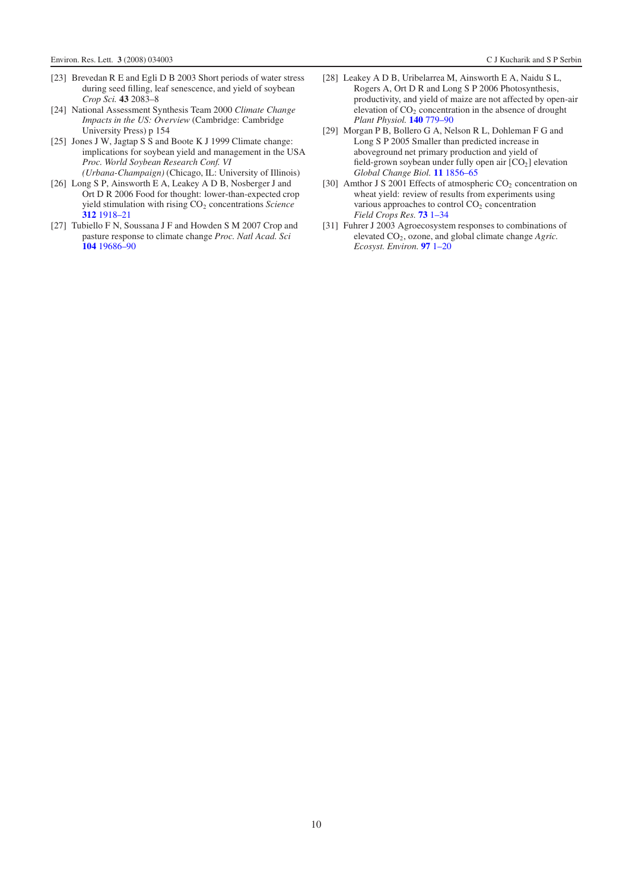[23] Brevedan R E and Egli D B 2003 Short periods of water stress during seed filling, leaf senescence, and yield of soybean *Crop Sci.* **43** 2083–8

[24] National Assessment Synthesis Team 2000 *Climate Change Impacts in the US: Overview* (Cambridge: Cambridge University Press) p 154

[25] Jones J W, Jagtap S S and Boote K J 1999 Climate change: implications for soybean yield and management in the USA *Proc. World Soybean Research Conf. VI (Urbana-Champaign)* (Chicago, IL: University of Illinois)

[26] Long S P, Ainsworth E A, Leakey A D B, Nosberger J and Ort D R 2006 Food for thought: lower-than-expected crop yield stimulation with rising $CO_2$ concentrations *Science* **312** 1918–21

[27] Tubiello F N, Soussana J F and Howden S M 2007 Crop and pasture response to climate change *Proc. Natl Acad. Sci* **104** 19686–90

[28] Leakey A D B, Uribelarrea M, Ainsworth E A, Naidu S L, Rogers A, Ort D R and Long S P 2006 Photosynthesis, productivity, and yield of maize are not affected by open-air elevation of $CO_2$ concentration in the absence of drought *Plant Physiol.* **140** 779–90

[29] Morgan P B, Bollero G A, Nelson R L, Dohleman F G and Long S P 2005 Smaller than predicted increase in aboveground net primary production and yield of field-grown soybean under fully open air [$CO_2$] elevation *Global Change Biol.* **11** 1856–65

[30] Amthor J S 2001 Effects of atmospheric $CO_2$ concentration on wheat yield: review of results from experiments using various approaches to control $CO_2$ concentration *Field Crops Res.* **73** 1–34

[31] Fuhrer J 2003 Agroecosystem responses to combinations of elevated $CO_2$, ozone, and global climate change *Agric. Ecosyst. Environ.* **97** 1–20